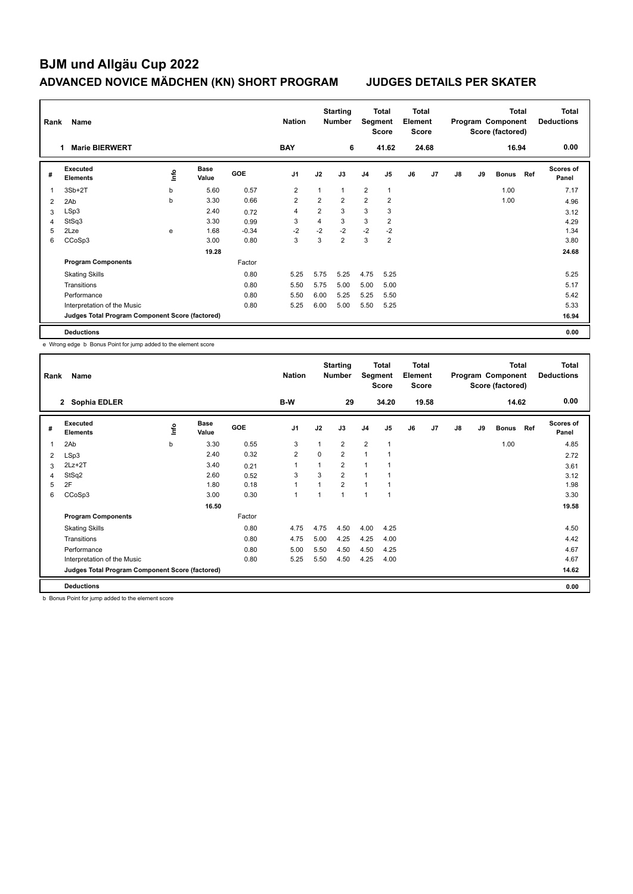# BJM und Allgäu Cup 2022

## ADVANCED NOVICE MÄDCHEN (KN) SHORT PROGRAM — JUDGES DETAILS PER SKATER

| Rank | Name | Nation | Starting Number | Total Segment Score | Total Element Score | Total Program Component Score (factored) | Total Deductions |
|---|---|---|---|---|---|---|---|
| 1 | Marie BIERWERT | BAY | 6 | 41.62 | 24.68 | 16.94 | 0.00 |

| # | Executed Elements | Info | Base Value | GOE | J1 | J2 | J3 | J4 | J5 | J6 | J7 | J8 | J9 | Bonus | Ref | Scores of Panel |
|---|---|---|---|---|---|---|---|---|---|---|---|---|---|---|---|---|
| 1 | 3Sb+2T | b | 5.60 | 0.57 | 2 | 1 | 1 | 2 | 1 | | | | | 1.00 | | 7.17 |
| 2 | 2Ab | b | 3.30 | 0.66 | 2 | 2 | 2 | 2 | 2 | | | | | 1.00 | | 4.96 |
| 3 | LSp3 | | 2.40 | 0.72 | 4 | 2 | 3 | 3 | 3 | | | | | | | 3.12 |
| 4 | StSq3 | | 3.30 | 0.99 | 3 | 4 | 3 | 3 | 2 | | | | | | | 4.29 |
| 5 | 2Lze | e | 1.68 | -0.34 | -2 | -2 | -2 | -2 | -2 | | | | | | | 1.34 |
| 6 | CCoSp3 | | 3.00 | 0.80 | 3 | 3 | 2 | 3 | 2 | | | | | | | 3.80 |
| | | | 19.28 | | | | | | | | | | | | | 24.68 |
| | **Program Components** | | | Factor | | | | | | | | | | | | |
| | Skating Skills | | | 0.80 | 5.25 | 5.75 | 5.25 | 4.75 | 5.25 | | | | | | | 5.25 |
| | Transitions | | | 0.80 | 5.50 | 5.75 | 5.00 | 5.00 | 5.00 | | | | | | | 5.17 |
| | Performance | | | 0.80 | 5.50 | 6.00 | 5.25 | 5.25 | 5.50 | | | | | | | 5.42 |
| | Interpretation of the Music | | | 0.80 | 5.25 | 6.00 | 5.00 | 5.50 | 5.25 | | | | | | | 5.33 |
| | **Judges Total Program Component Score (factored)** | | | | | | | | | | | | | | | 16.94 |
| | **Deductions** | | | | | | | | | | | | | | | 0.00 |

e Wrong edge b Bonus Point for jump added to the element score

| Rank | Name | Nation | Starting Number | Total Segment Score | Total Element Score | Total Program Component Score (factored) | Total Deductions |
|---|---|---|---|---|---|---|---|
| 2 | Sophia EDLER | B-W | 29 | 34.20 | 19.58 | 14.62 | 0.00 |

| # | Executed Elements | Info | Base Value | GOE | J1 | J2 | J3 | J4 | J5 | J6 | J7 | J8 | J9 | Bonus | Ref | Scores of Panel |
|---|---|---|---|---|---|---|---|---|---|---|---|---|---|---|---|---|
| 1 | 2Ab | b | 3.30 | 0.55 | 3 | 1 | 2 | 2 | 1 | | | | | 1.00 | | 4.85 |
| 2 | LSp3 | | 2.40 | 0.32 | 2 | 0 | 2 | 1 | 1 | | | | | | | 2.72 |
| 3 | 2Lz+2T | | 3.40 | 0.21 | 1 | 1 | 2 | 1 | 1 | | | | | | | 3.61 |
| 4 | StSq2 | | 2.60 | 0.52 | 3 | 3 | 2 | 1 | 1 | | | | | | | 3.12 |
| 5 | 2F | | 1.80 | 0.18 | 1 | 1 | 2 | 1 | 1 | | | | | | | 1.98 |
| 6 | CCoSp3 | | 3.00 | 0.30 | 1 | 1 | 1 | 1 | 1 | | | | | | | 3.30 |
| | | | 16.50 | | | | | | | | | | | | | 19.58 |
| | **Program Components** | | | Factor | | | | | | | | | | | | |
| | Skating Skills | | | 0.80 | 4.75 | 4.75 | 4.50 | 4.00 | 4.25 | | | | | | | 4.50 |
| | Transitions | | | 0.80 | 4.75 | 5.00 | 4.25 | 4.25 | 4.00 | | | | | | | 4.42 |
| | Performance | | | 0.80 | 5.00 | 5.50 | 4.50 | 4.50 | 4.25 | | | | | | | 4.67 |
| | Interpretation of the Music | | | 0.80 | 5.25 | 5.50 | 4.50 | 4.25 | 4.00 | | | | | | | 4.67 |
| | **Judges Total Program Component Score (factored)** | | | | | | | | | | | | | | | 14.62 |
| | **Deductions** | | | | | | | | | | | | | | | 0.00 |

b Bonus Point for jump added to the element score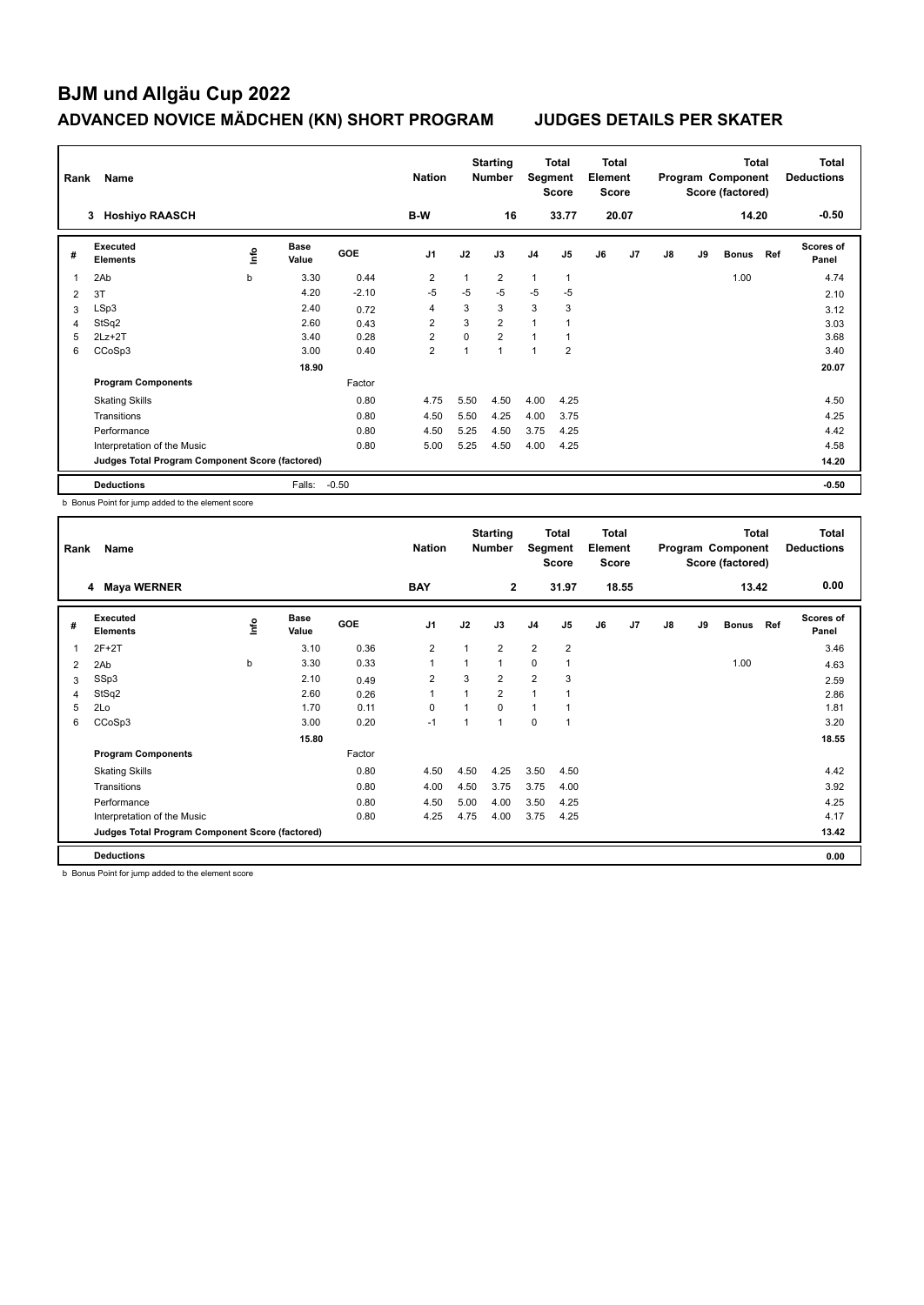# BJM und Allgäu Cup 2022

## ADVANCED NOVICE MÄDCHEN (KN) SHORT PROGRAM JUDGES DETAILS PER SKATER

| Rank | Name | Nation | Starting Number | Total Segment Score | Total Element Score | Total Program Component Score (factored) | Total Deductions |
|---|---|---|---|---|---|---|---|
| 3 | Hoshiyo RAASCH | B-W | 16 | 33.77 | 20.07 | 14.20 | -0.50 |

| # | Executed Elements | Info | Base Value | GOE | J1 | J2 | J3 | J4 | J5 | J6 | J7 | J8 | J9 | Bonus | Ref | Scores of Panel |
|---|---|---|---|---|---|---|---|---|---|---|---|---|---|---|---|---|
| 1 | 2Ab | b | 3.30 | 0.44 | 2 | 1 | 2 | 1 | 1 | | | | | 1.00 | | 4.74 |
| 2 | 3T | | 4.20 | -2.10 | -5 | -5 | -5 | -5 | -5 | | | | | | | 2.10 |
| 3 | LSp3 | | 2.40 | 0.72 | 4 | 3 | 3 | 3 | 3 | | | | | | | 3.12 |
| 4 | StSq2 | | 2.60 | 0.43 | 2 | 3 | 2 | 1 | 1 | | | | | | | 3.03 |
| 5 | 2Lz+2T | | 3.40 | 0.28 | 2 | 0 | 2 | 1 | 1 | | | | | | | 3.68 |
| 6 | CCoSp3 | | 3.00 | 0.40 | 2 | 1 | 1 | 1 | 2 | | | | | | | 3.40 |
| | | | 18.90 | | | | | | | | | | | | | 20.07 |
| | **Program Components** | | | Factor | | | | | | | | | | | | |
| | Skating Skills | | | 0.80 | 4.75 | 5.50 | 4.50 | 4.00 | 4.25 | | | | | | | 4.50 |
| | Transitions | | | 0.80 | 4.50 | 5.50 | 4.25 | 4.00 | 3.75 | | | | | | | 4.25 |
| | Performance | | | 0.80 | 4.50 | 5.25 | 4.50 | 3.75 | 4.25 | | | | | | | 4.42 |
| | Interpretation of the Music | | | 0.80 | 5.00 | 5.25 | 4.50 | 4.00 | 4.25 | | | | | | | 4.58 |
| | **Judges Total Program Component Score (factored)** | | | | | | | | | | | | | | | 14.20 |
| | **Deductions** | | Falls: | -0.50 | | | | | | | | | | | | -0.50 |

b Bonus Point for jump added to the element score

| Rank | Name | Nation | Starting Number | Total Segment Score | Total Element Score | Total Program Component Score (factored) | Total Deductions |
|---|---|---|---|---|---|---|---|
| 4 | Maya WERNER | BAY | 2 | 31.97 | 18.55 | 13.42 | 0.00 |

| # | Executed Elements | Info | Base Value | GOE | J1 | J2 | J3 | J4 | J5 | J6 | J7 | J8 | J9 | Bonus | Ref | Scores of Panel |
|---|---|---|---|---|---|---|---|---|---|---|---|---|---|---|---|---|
| 1 | 2F+2T | | 3.10 | 0.36 | 2 | 1 | 2 | 2 | 2 | | | | | | | 3.46 |
| 2 | 2Ab | b | 3.30 | 0.33 | 1 | 1 | 1 | 0 | 1 | | | | | 1.00 | | 4.63 |
| 3 | SSp3 | | 2.10 | 0.49 | 2 | 3 | 2 | 2 | 3 | | | | | | | 2.59 |
| 4 | StSq2 | | 2.60 | 0.26 | 1 | 1 | 2 | 1 | 1 | | | | | | | 2.86 |
| 5 | 2Lo | | 1.70 | 0.11 | 0 | 1 | 0 | 1 | 1 | | | | | | | 1.81 |
| 6 | CCoSp3 | | 3.00 | 0.20 | -1 | 1 | 1 | 0 | 1 | | | | | | | 3.20 |
| | | | 15.80 | | | | | | | | | | | | | 18.55 |
| | **Program Components** | | | Factor | | | | | | | | | | | | |
| | Skating Skills | | | 0.80 | 4.50 | 4.50 | 4.25 | 3.50 | 4.50 | | | | | | | 4.42 |
| | Transitions | | | 0.80 | 4.00 | 4.50 | 3.75 | 3.75 | 4.00 | | | | | | | 3.92 |
| | Performance | | | 0.80 | 4.50 | 5.00 | 4.00 | 3.50 | 4.25 | | | | | | | 4.25 |
| | Interpretation of the Music | | | 0.80 | 4.25 | 4.75 | 4.00 | 3.75 | 4.25 | | | | | | | 4.17 |
| | **Judges Total Program Component Score (factored)** | | | | | | | | | | | | | | | 13.42 |
| | **Deductions** | | | | | | | | | | | | | | | 0.00 |

b Bonus Point for jump added to the element score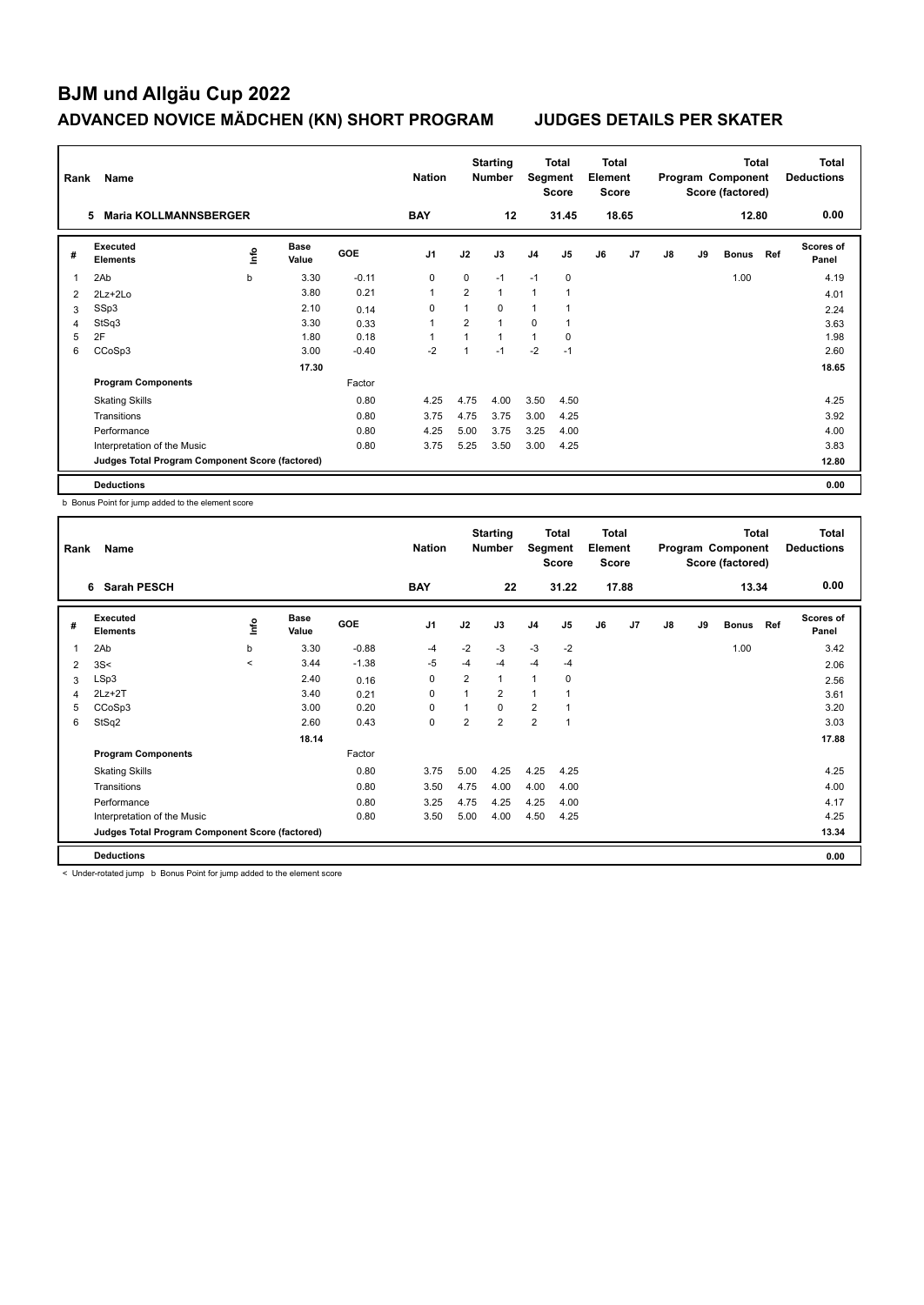# BJM und Allgäu Cup 2022

## ADVANCED NOVICE MÄDCHEN (KN) SHORT PROGRAM JUDGES DETAILS PER SKATER

| Rank | Name | Nation | Starting Number | Total Segment Score | Total Element Score | Total Program Component Score (factored) | Total Deductions |
|---|---|---|---|---|---|---|---|
| 5 | Maria KOLLMANNSBERGER | BAY | 12 | 31.45 | 18.65 | 12.80 | 0.00 |

| # | Executed Elements | Info | Base Value | GOE | J1 | J2 | J3 | J4 | J5 | J6 | J7 | J8 | J9 | Bonus | Ref | Scores of Panel |
|---|---|---|---|---|---|---|---|---|---|---|---|---|---|---|---|---|
| 1 | 2Ab | b | 3.30 | -0.11 | 0 | 0 | -1 | -1 | 0 | | | | | 1.00 | | 4.19 |
| 2 | 2Lz+2Lo | | 3.80 | 0.21 | 1 | 2 | 1 | 1 | 1 | | | | | | | 4.01 |
| 3 | SSp3 | | 2.10 | 0.14 | 0 | 1 | 0 | 1 | 1 | | | | | | | 2.24 |
| 4 | StSq3 | | 3.30 | 0.33 | 1 | 2 | 1 | 0 | 1 | | | | | | | 3.63 |
| 5 | 2F | | 1.80 | 0.18 | 1 | 1 | 1 | 1 | 0 | | | | | | | 1.98 |
| 6 | CCoSp3 | | 3.00 | -0.40 | -2 | 1 | -1 | -2 | -1 | | | | | | | 2.60 |
| | | | 17.30 | | | | | | | | | | | | | 18.65 |
| | **Program Components** | | | Factor | | | | | | | | | | | | |
| | Skating Skills | | | 0.80 | 4.25 | 4.75 | 4.00 | 3.50 | 4.50 | | | | | | | 4.25 |
| | Transitions | | | 0.80 | 3.75 | 4.75 | 3.75 | 3.00 | 4.25 | | | | | | | 3.92 |
| | Performance | | | 0.80 | 4.25 | 5.00 | 3.75 | 3.25 | 4.00 | | | | | | | 4.00 |
| | Interpretation of the Music | | | 0.80 | 3.75 | 5.25 | 3.50 | 3.00 | 4.25 | | | | | | | 3.83 |
| | **Judges Total Program Component Score (factored)** | | | | | | | | | | | | | | | 12.80 |
| | **Deductions** | | | | | | | | | | | | | | | 0.00 |

b Bonus Point for jump added to the element score

| Rank | Name | Nation | Starting Number | Total Segment Score | Total Element Score | Total Program Component Score (factored) | Total Deductions |
|---|---|---|---|---|---|---|---|
| 6 | Sarah PESCH | BAY | 22 | 31.22 | 17.88 | 13.34 | 0.00 |

| # | Executed Elements | Info | Base Value | GOE | J1 | J2 | J3 | J4 | J5 | J6 | J7 | J8 | J9 | Bonus | Ref | Scores of Panel |
|---|---|---|---|---|---|---|---|---|---|---|---|---|---|---|---|---|
| 1 | 2Ab | b | 3.30 | -0.88 | -4 | -2 | -3 | -3 | -2 | | | | | 1.00 | | 3.42 |
| 2 | 3S< | < | 3.44 | -1.38 | -5 | -4 | -4 | -4 | -4 | | | | | | | 2.06 |
| 3 | LSp3 | | 2.40 | 0.16 | 0 | 2 | 1 | 1 | 0 | | | | | | | 2.56 |
| 4 | 2Lz+2T | | 3.40 | 0.21 | 0 | 1 | 2 | 1 | 1 | | | | | | | 3.61 |
| 5 | CCoSp3 | | 3.00 | 0.20 | 0 | 1 | 0 | 2 | 1 | | | | | | | 3.20 |
| 6 | StSq2 | | 2.60 | 0.43 | 0 | 2 | 2 | 2 | 1 | | | | | | | 3.03 |
| | | | 18.14 | | | | | | | | | | | | | 17.88 |
| | **Program Components** | | | Factor | | | | | | | | | | | | |
| | Skating Skills | | | 0.80 | 3.75 | 5.00 | 4.25 | 4.25 | 4.25 | | | | | | | 4.25 |
| | Transitions | | | 0.80 | 3.50 | 4.75 | 4.00 | 4.00 | 4.00 | | | | | | | 4.00 |
| | Performance | | | 0.80 | 3.25 | 4.75 | 4.25 | 4.25 | 4.00 | | | | | | | 4.17 |
| | Interpretation of the Music | | | 0.80 | 3.50 | 5.00 | 4.00 | 4.50 | 4.25 | | | | | | | 4.25 |
| | **Judges Total Program Component Score (factored)** | | | | | | | | | | | | | | | 13.34 |
| | **Deductions** | | | | | | | | | | | | | | | 0.00 |

< Under-rotated jump b Bonus Point for jump added to the element score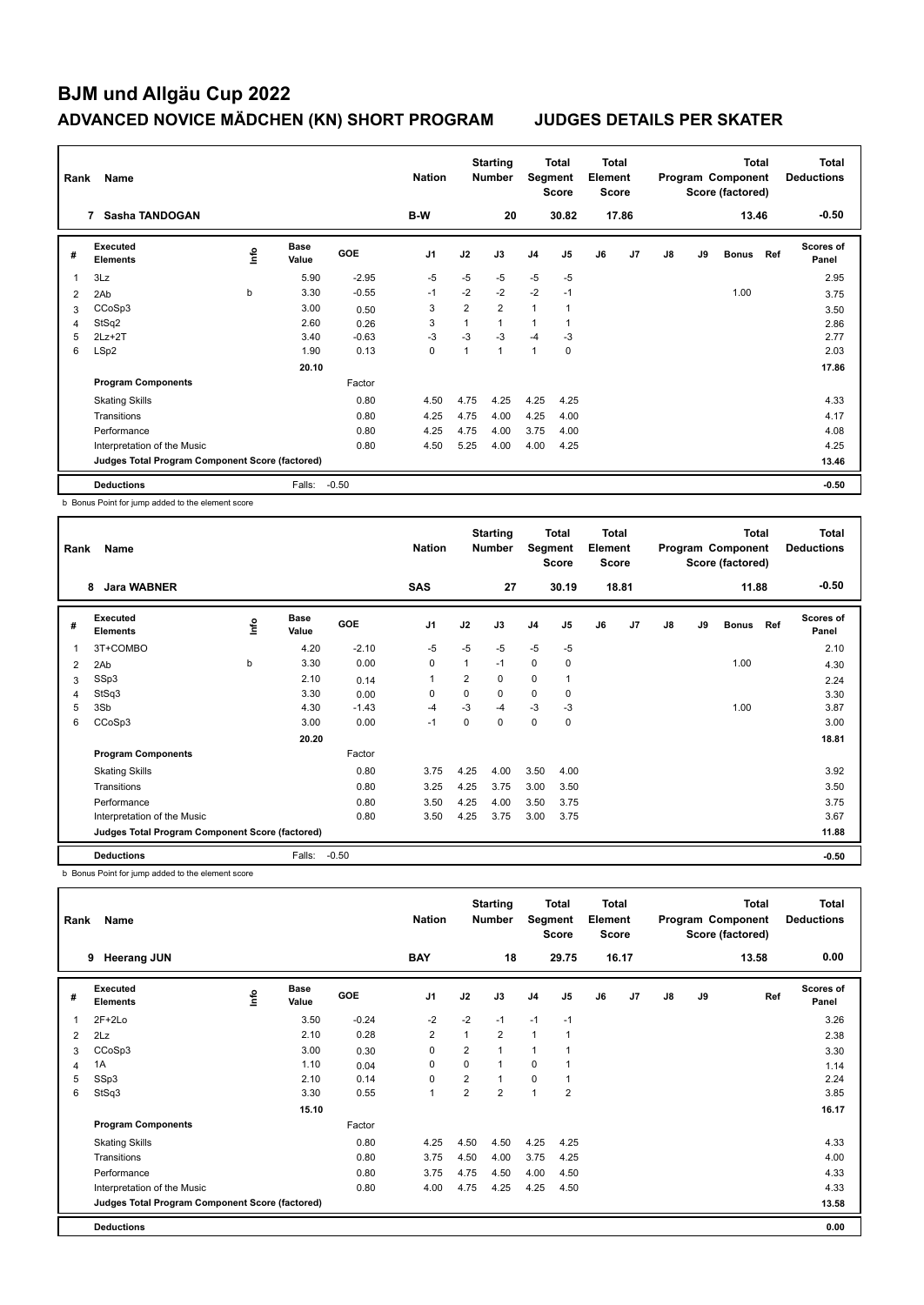# BJM und Allgäu Cup 2022

## ADVANCED NOVICE MÄDCHEN (KN) SHORT PROGRAM — JUDGES DETAILS PER SKATER

| Rank | Name | Nation | Starting Number | Total Segment Score | Total Element Score | Total Program Component Score (factored) | Total Deductions |
|---|---|---|---|---|---|---|---|
| 7 | Sasha TANDOGAN | B-W | 20 | 30.82 | 17.86 | 13.46 | -0.50 |

| # | Executed Elements | Info | Base Value | GOE | J1 | J2 | J3 | J4 | J5 | J6 | J7 | J8 | J9 | Bonus | Ref | Scores of Panel |
|---|---|---|---|---|---|---|---|---|---|---|---|---|---|---|---|---|
| 1 | 3Lz | | 5.90 | -2.95 | -5 | -5 | -5 | -5 | -5 | | | | | | | 2.95 |
| 2 | 2Ab | b | 3.30 | -0.55 | -1 | -2 | -2 | -2 | -1 | | | | | 1.00 | | 3.75 |
| 3 | CCoSp3 | | 3.00 | 0.50 | 3 | 2 | 2 | 1 | 1 | | | | | | | 3.50 |
| 4 | StSq2 | | 2.60 | 0.26 | 3 | 1 | 1 | 1 | 1 | | | | | | | 2.86 |
| 5 | 2Lz+2T | | 3.40 | -0.63 | -3 | -3 | -3 | -4 | -3 | | | | | | | 2.77 |
| 6 | LSp2 | | 1.90 | 0.13 | 0 | 1 | 1 | 1 | 0 | | | | | | | 2.03 |
| | | | 20.10 | | | | | | | | | | | | | 17.86 |
| | **Program Components** | | | Factor | | | | | | | | | | | | |
| | Skating Skills | | | 0.80 | 4.50 | 4.75 | 4.25 | 4.25 | 4.25 | | | | | | | 4.33 |
| | Transitions | | | 0.80 | 4.25 | 4.75 | 4.00 | 4.25 | 4.00 | | | | | | | 4.17 |
| | Performance | | | 0.80 | 4.25 | 4.75 | 4.00 | 3.75 | 4.00 | | | | | | | 4.08 |
| | Interpretation of the Music | | | 0.80 | 4.50 | 5.25 | 4.00 | 4.00 | 4.25 | | | | | | | 4.25 |
| | **Judges Total Program Component Score (factored)** | | | | | | | | | | | | | | | 13.46 |
| | **Deductions** | | Falls: | -0.50 | | | | | | | | | | | | -0.50 |

b Bonus Point for jump added to the element score

| Rank | Name | Nation | Starting Number | Total Segment Score | Total Element Score | Total Program Component Score (factored) | Total Deductions |
|---|---|---|---|---|---|---|---|
| 8 | Jara WABNER | SAS | 27 | 30.19 | 18.81 | 11.88 | -0.50 |

| # | Executed Elements | Info | Base Value | GOE | J1 | J2 | J3 | J4 | J5 | J6 | J7 | J8 | J9 | Bonus | Ref | Scores of Panel |
|---|---|---|---|---|---|---|---|---|---|---|---|---|---|---|---|---|
| 1 | 3T+COMBO | | 4.20 | -2.10 | -5 | -5 | -5 | -5 | -5 | | | | | | | 2.10 |
| 2 | 2Ab | b | 3.30 | 0.00 | 0 | 1 | -1 | 0 | 0 | | | | | 1.00 | | 4.30 |
| 3 | SSp3 | | 2.10 | 0.14 | 1 | 2 | 0 | 0 | 1 | | | | | | | 2.24 |
| 4 | StSq3 | | 3.30 | 0.00 | 0 | 0 | 0 | 0 | 0 | | | | | | | 3.30 |
| 5 | 3Sb | | 4.30 | -1.43 | -4 | -3 | -4 | -3 | -3 | | | | | 1.00 | | 3.87 |
| 6 | CCoSp3 | | 3.00 | 0.00 | -1 | 0 | 0 | 0 | 0 | | | | | | | 3.00 |
| | | | 20.20 | | | | | | | | | | | | | 18.81 |
| | **Program Components** | | | Factor | | | | | | | | | | | | |
| | Skating Skills | | | 0.80 | 3.75 | 4.25 | 4.00 | 3.50 | 4.00 | | | | | | | 3.92 |
| | Transitions | | | 0.80 | 3.25 | 4.25 | 3.75 | 3.00 | 3.50 | | | | | | | 3.50 |
| | Performance | | | 0.80 | 3.50 | 4.25 | 4.00 | 3.50 | 3.75 | | | | | | | 3.75 |
| | Interpretation of the Music | | | 0.80 | 3.50 | 4.25 | 3.75 | 3.00 | 3.75 | | | | | | | 3.67 |
| | **Judges Total Program Component Score (factored)** | | | | | | | | | | | | | | | 11.88 |
| | **Deductions** | | Falls: | -0.50 | | | | | | | | | | | | -0.50 |

b Bonus Point for jump added to the element score

| Rank | Name | Nation | Starting Number | Total Segment Score | Total Element Score | Total Program Component Score (factored) | Total Deductions |
|---|---|---|---|---|---|---|---|
| 9 | Heerang JUN | BAY | 18 | 29.75 | 16.17 | 13.58 | 0.00 |

| # | Executed Elements | Info | Base Value | GOE | J1 | J2 | J3 | J4 | J5 | J6 | J7 | J8 | J9 | Ref | Scores of Panel |
|---|---|---|---|---|---|---|---|---|---|---|---|---|---|---|---|
| 1 | 2F+2Lo | | 3.50 | -0.24 | -2 | -2 | -1 | -1 | -1 | | | | | | 3.26 |
| 2 | 2Lz | | 2.10 | 0.28 | 2 | 1 | 2 | 1 | 1 | | | | | | 2.38 |
| 3 | CCoSp3 | | 3.00 | 0.30 | 0 | 2 | 1 | 1 | 1 | | | | | | 3.30 |
| 4 | 1A | | 1.10 | 0.04 | 0 | 0 | 1 | 0 | 1 | | | | | | 1.14 |
| 5 | SSp3 | | 2.10 | 0.14 | 0 | 2 | 1 | 0 | 1 | | | | | | 2.24 |
| 6 | StSq3 | | 3.30 | 0.55 | 1 | 2 | 2 | 1 | 2 | | | | | | 3.85 |
| | | | 15.10 | | | | | | | | | | | | 16.17 |
| | **Program Components** | | | Factor | | | | | | | | | | | |
| | Skating Skills | | | 0.80 | 4.25 | 4.50 | 4.50 | 4.25 | 4.25 | | | | | | 4.33 |
| | Transitions | | | 0.80 | 3.75 | 4.50 | 4.00 | 3.75 | 4.25 | | | | | | 4.00 |
| | Performance | | | 0.80 | 3.75 | 4.75 | 4.50 | 4.00 | 4.50 | | | | | | 4.33 |
| | Interpretation of the Music | | | 0.80 | 4.00 | 4.75 | 4.25 | 4.25 | 4.50 | | | | | | 4.33 |
| | **Judges Total Program Component Score (factored)** | | | | | | | | | | | | | | 13.58 |
| | **Deductions** | | | | | | | | | | | | | | 0.00 |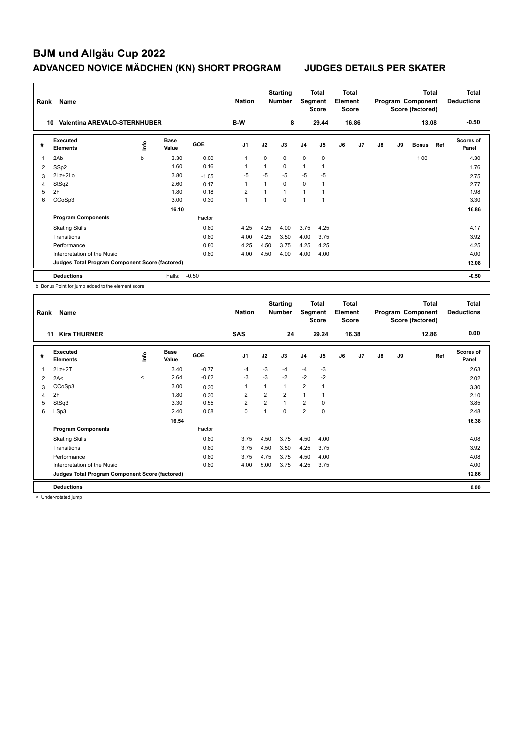# BJM und Allgäu Cup 2022

## ADVANCED NOVICE MÄDCHEN (KN) SHORT PROGRAM — JUDGES DETAILS PER SKATER

| Rank | Name | Nation | Starting Number | Total Segment Score | Total Element Score | Total Program Component Score (factored) | Total Deductions |
|---|---|---|---|---|---|---|---|
| 10 | Valentina AREVALO-STERNHUBER | B-W | 8 | 29.44 | 16.86 | 13.08 | -0.50 |

| # | Executed Elements | Info | Base Value | GOE | J1 | J2 | J3 | J4 | J5 | J6 | J7 | J8 | J9 | Bonus | Ref | Scores of Panel |
|---|---|---|---|---|---|---|---|---|---|---|---|---|---|---|---|---|
| 1 | 2Ab | b | 3.30 | 0.00 | 1 | 0 | 0 | 0 | 0 | | | | | 1.00 | | 4.30 |
| 2 | SSp2 | | 1.60 | 0.16 | 1 | 1 | 0 | 1 | 1 | | | | | | | 1.76 |
| 3 | 2Lz+2Lo | | 3.80 | -1.05 | -5 | -5 | -5 | -5 | -5 | | | | | | | 2.75 |
| 4 | StSq2 | | 2.60 | 0.17 | 1 | 1 | 0 | 0 | 1 | | | | | | | 2.77 |
| 5 | 2F | | 1.80 | 0.18 | 2 | 1 | 1 | 1 | 1 | | | | | | | 1.98 |
| 6 | CCoSp3 | | 3.00 | 0.30 | 1 | 1 | 0 | 1 | 1 | | | | | | | 3.30 |
| | | | 16.10 | | | | | | | | | | | | | 16.86 |
| | **Program Components** | | | Factor | | | | | | | | | | | | |
| | Skating Skills | | | 0.80 | 4.25 | 4.25 | 4.00 | 3.75 | 4.25 | | | | | | | 4.17 |
| | Transitions | | | 0.80 | 4.00 | 4.25 | 3.50 | 4.00 | 3.75 | | | | | | | 3.92 |
| | Performance | | | 0.80 | 4.25 | 4.50 | 3.75 | 4.25 | 4.25 | | | | | | | 4.25 |
| | Interpretation of the Music | | | 0.80 | 4.00 | 4.50 | 4.00 | 4.00 | 4.00 | | | | | | | 4.00 |
| | **Judges Total Program Component Score (factored)** | | | | | | | | | | | | | | | 13.08 |
| | **Deductions** | | Falls: | -0.50 | | | | | | | | | | | | -0.50 |

b Bonus Point for jump added to the element score

| Rank | Name | Nation | Starting Number | Total Segment Score | Total Element Score | Total Program Component Score (factored) | Total Deductions |
|---|---|---|---|---|---|---|---|
| 11 | Kira THURNER | SAS | 24 | 29.24 | 16.38 | 12.86 | 0.00 |

| # | Executed Elements | Info | Base Value | GOE | J1 | J2 | J3 | J4 | J5 | J6 | J7 | J8 | J9 | Ref | Scores of Panel |
|---|---|---|---|---|---|---|---|---|---|---|---|---|---|---|---|
| 1 | 2Lz+2T | | 3.40 | -0.77 | -4 | -3 | -4 | -4 | -3 | | | | | | 2.63 |
| 2 | 2A< | < | 2.64 | -0.62 | -3 | -3 | -2 | -2 | -2 | | | | | | 2.02 |
| 3 | CCoSp3 | | 3.00 | 0.30 | 1 | 1 | 1 | 2 | 1 | | | | | | 3.30 |
| 4 | 2F | | 1.80 | 0.30 | 2 | 2 | 2 | 1 | 1 | | | | | | 2.10 |
| 5 | StSq3 | | 3.30 | 0.55 | 2 | 2 | 1 | 2 | 0 | | | | | | 3.85 |
| 6 | LSp3 | | 2.40 | 0.08 | 0 | 1 | 0 | 2 | 0 | | | | | | 2.48 |
| | | | 16.54 | | | | | | | | | | | | 16.38 |
| | **Program Components** | | | Factor | | | | | | | | | | | |
| | Skating Skills | | | 0.80 | 3.75 | 4.50 | 3.75 | 4.50 | 4.00 | | | | | | 4.08 |
| | Transitions | | | 0.80 | 3.75 | 4.50 | 3.50 | 4.25 | 3.75 | | | | | | 3.92 |
| | Performance | | | 0.80 | 3.75 | 4.75 | 3.75 | 4.50 | 4.00 | | | | | | 4.08 |
| | Interpretation of the Music | | | 0.80 | 4.00 | 5.00 | 3.75 | 4.25 | 3.75 | | | | | | 4.00 |
| | **Judges Total Program Component Score (factored)** | | | | | | | | | | | | | | 12.86 |
| | **Deductions** | | | | | | | | | | | | | | 0.00 |

< Under-rotated jump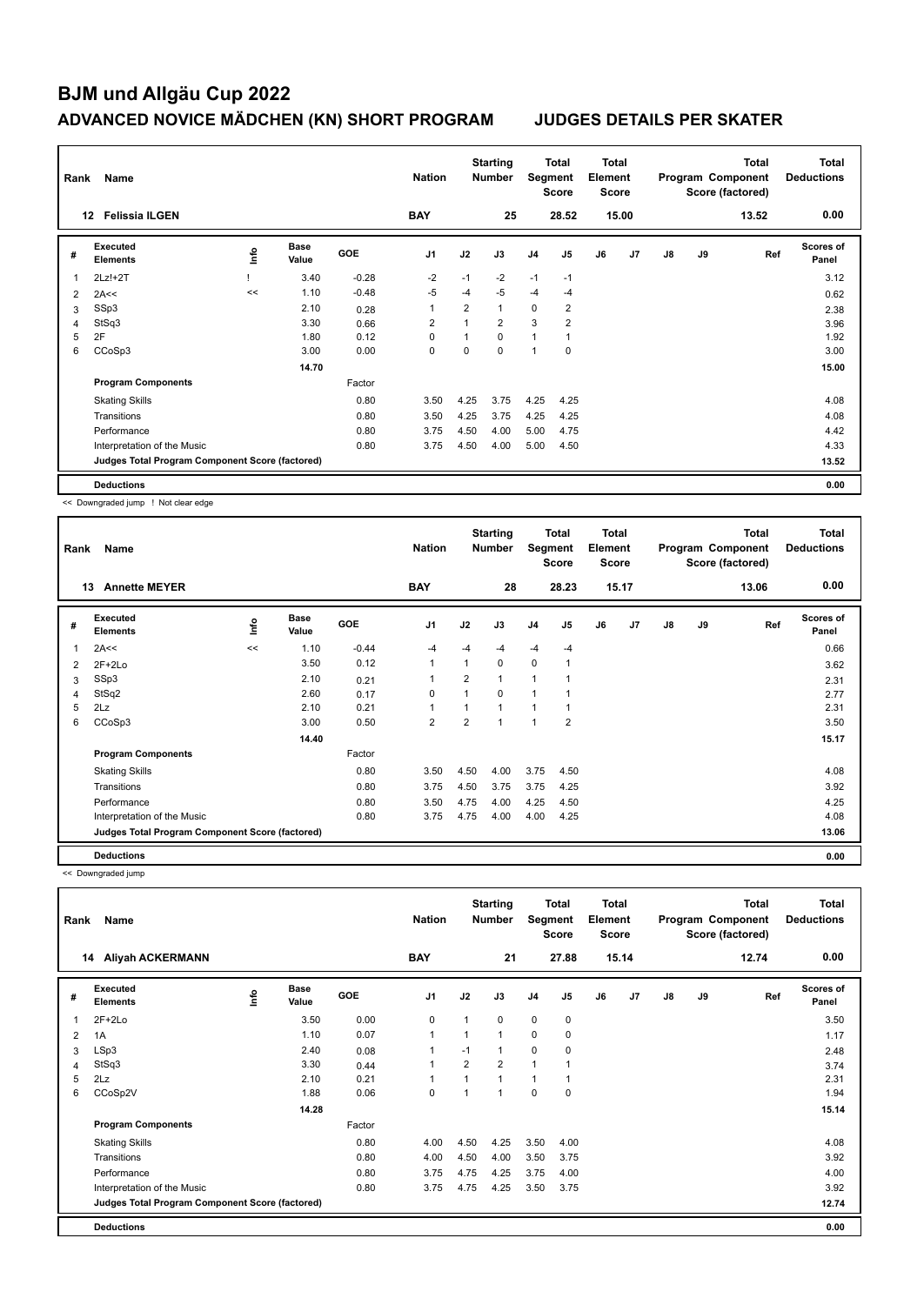# BJM und Allgäu Cup 2022

## ADVANCED NOVICE MÄDCHEN (KN) SHORT PROGRAM — JUDGES DETAILS PER SKATER

| Rank | Name | Nation | Starting Number | Total Segment Score | Total Element Score | Total Program Component Score (factored) | Total Deductions |
|---|---|---|---|---|---|---|---|
| 12 | Felissia ILGEN | BAY | 25 | 28.52 | 15.00 | 13.52 | 0.00 |

| # | Executed Elements | Info | Base Value | GOE | J1 | J2 | J3 | J4 | J5 | J6 | J7 | J8 | J9 | Ref | Scores of Panel |
|---|---|---|---|---|---|---|---|---|---|---|---|---|---|---|---|
| 1 | 2Lz!+2T | ! | 3.40 | -0.28 | -2 | -1 | -2 | -1 | -1 | | | | | | 3.12 |
| 2 | 2A<< | << | 1.10 | -0.48 | -5 | -4 | -5 | -4 | -4 | | | | | | 0.62 |
| 3 | SSp3 | | 2.10 | 0.28 | 1 | 2 | 1 | 0 | 2 | | | | | | 2.38 |
| 4 | StSq3 | | 3.30 | 0.66 | 2 | 1 | 2 | 3 | 2 | | | | | | 3.96 |
| 5 | 2F | | 1.80 | 0.12 | 0 | 1 | 0 | 1 | 1 | | | | | | 1.92 |
| 6 | CCoSp3 | | 3.00 | 0.00 | 0 | 0 | 0 | 1 | 0 | | | | | | 3.00 |
| | | | 14.70 | | | | | | | | | | | | 15.00 |
| | **Program Components** | | | Factor | | | | | | | | | | | |
| | Skating Skills | | | 0.80 | 3.50 | 4.25 | 3.75 | 4.25 | 4.25 | | | | | | 4.08 |
| | Transitions | | | 0.80 | 3.50 | 4.25 | 3.75 | 4.25 | 4.25 | | | | | | 4.08 |
| | Performance | | | 0.80 | 3.75 | 4.50 | 4.00 | 5.00 | 4.75 | | | | | | 4.42 |
| | Interpretation of the Music | | | 0.80 | 3.75 | 4.50 | 4.00 | 5.00 | 4.50 | | | | | | 4.33 |
| | **Judges Total Program Component Score (factored)** | | | | | | | | | | | | | | 13.52 |
| | **Deductions** | | | | | | | | | | | | | | 0.00 |

<< Downgraded jump ! Not clear edge

| Rank | Name | Nation | Starting Number | Total Segment Score | Total Element Score | Total Program Component Score (factored) | Total Deductions |
|---|---|---|---|---|---|---|---|
| 13 | Annette MEYER | BAY | 28 | 28.23 | 15.17 | 13.06 | 0.00 |

| # | Executed Elements | Info | Base Value | GOE | J1 | J2 | J3 | J4 | J5 | J6 | J7 | J8 | J9 | Ref | Scores of Panel |
|---|---|---|---|---|---|---|---|---|---|---|---|---|---|---|---|
| 1 | 2A<< | << | 1.10 | -0.44 | -4 | -4 | -4 | -4 | -4 | | | | | | 0.66 |
| 2 | 2F+2Lo | | 3.50 | 0.12 | 1 | 1 | 0 | 0 | 1 | | | | | | 3.62 |
| 3 | SSp3 | | 2.10 | 0.21 | 1 | 2 | 1 | 1 | 1 | | | | | | 2.31 |
| 4 | StSq2 | | 2.60 | 0.17 | 0 | 1 | 0 | 1 | 1 | | | | | | 2.77 |
| 5 | 2Lz | | 2.10 | 0.21 | 1 | 1 | 1 | 1 | 1 | | | | | | 2.31 |
| 6 | CCoSp3 | | 3.00 | 0.50 | 2 | 2 | 1 | 1 | 2 | | | | | | 3.50 |
| | | | 14.40 | | | | | | | | | | | | 15.17 |
| | **Program Components** | | | Factor | | | | | | | | | | | |
| | Skating Skills | | | 0.80 | 3.50 | 4.50 | 4.00 | 3.75 | 4.50 | | | | | | 4.08 |
| | Transitions | | | 0.80 | 3.75 | 4.50 | 3.75 | 3.75 | 4.25 | | | | | | 3.92 |
| | Performance | | | 0.80 | 3.50 | 4.75 | 4.00 | 4.25 | 4.50 | | | | | | 4.25 |
| | Interpretation of the Music | | | 0.80 | 3.75 | 4.75 | 4.00 | 4.00 | 4.25 | | | | | | 4.08 |
| | **Judges Total Program Component Score (factored)** | | | | | | | | | | | | | | 13.06 |
| | **Deductions** | | | | | | | | | | | | | | 0.00 |

<< Downgraded jump

| Rank | Name | Nation | Starting Number | Total Segment Score | Total Element Score | Total Program Component Score (factored) | Total Deductions |
|---|---|---|---|---|---|---|---|
| 14 | Aliyah ACKERMANN | BAY | 21 | 27.88 | 15.14 | 12.74 | 0.00 |

| # | Executed Elements | Info | Base Value | GOE | J1 | J2 | J3 | J4 | J5 | J6 | J7 | J8 | J9 | Ref | Scores of Panel |
|---|---|---|---|---|---|---|---|---|---|---|---|---|---|---|---|
| 1 | 2F+2Lo | | 3.50 | 0.00 | 0 | 1 | 0 | 0 | 0 | | | | | | 3.50 |
| 2 | 1A | | 1.10 | 0.07 | 1 | 1 | 1 | 0 | 0 | | | | | | 1.17 |
| 3 | LSp3 | | 2.40 | 0.08 | 1 | -1 | 1 | 0 | 0 | | | | | | 2.48 |
| 4 | StSq3 | | 3.30 | 0.44 | 1 | 2 | 2 | 1 | 1 | | | | | | 3.74 |
| 5 | 2Lz | | 2.10 | 0.21 | 1 | 1 | 1 | 1 | 1 | | | | | | 2.31 |
| 6 | CCoSp2V | | 1.88 | 0.06 | 0 | 1 | 1 | 0 | 0 | | | | | | 1.94 |
| | | | 14.28 | | | | | | | | | | | | 15.14 |
| | **Program Components** | | | Factor | | | | | | | | | | | |
| | Skating Skills | | | 0.80 | 4.00 | 4.50 | 4.25 | 3.50 | 4.00 | | | | | | 4.08 |
| | Transitions | | | 0.80 | 4.00 | 4.50 | 4.00 | 3.50 | 3.75 | | | | | | 3.92 |
| | Performance | | | 0.80 | 3.75 | 4.75 | 4.25 | 3.75 | 4.00 | | | | | | 4.00 |
| | Interpretation of the Music | | | 0.80 | 3.75 | 4.75 | 4.25 | 3.50 | 3.75 | | | | | | 3.92 |
| | **Judges Total Program Component Score (factored)** | | | | | | | | | | | | | | 12.74 |
| | **Deductions** | | | | | | | | | | | | | | 0.00 |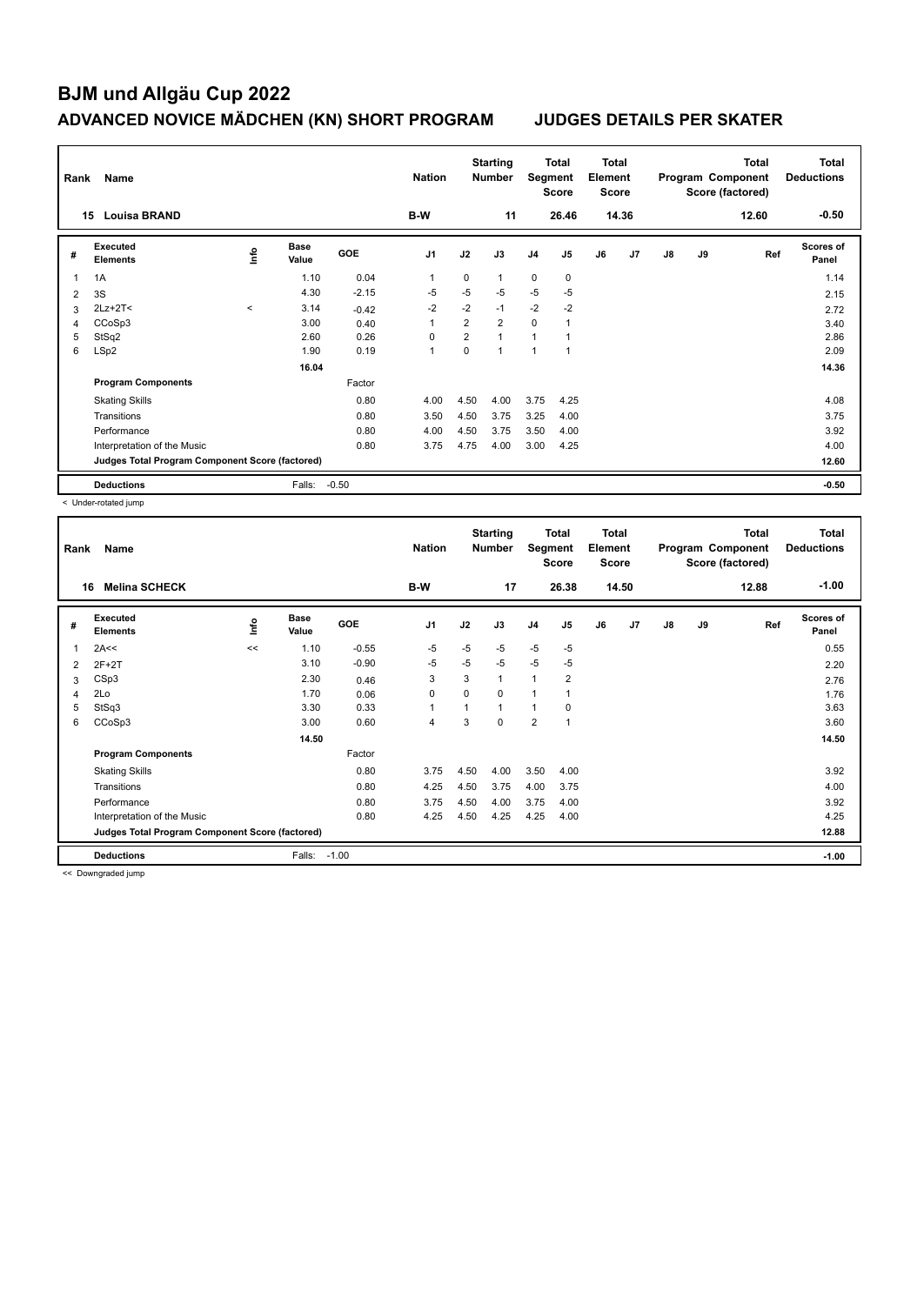# BJM und Allgäu Cup 2022

## ADVANCED NOVICE MÄDCHEN (KN) SHORT PROGRAM JUDGES DETAILS PER SKATER

| Rank | Name | Nation | Starting Number | Total Segment Score | Total Element Score | Total Program Component Score (factored) | Total Deductions |
|---|---|---|---|---|---|---|---|
| 15 | Louisa BRAND | B-W | 11 | 26.46 | 14.36 | 12.60 | -0.50 |

| # | Executed Elements | Info | Base Value | GOE | J1 | J2 | J3 | J4 | J5 | J6 | J7 | J8 | J9 | Ref | Scores of Panel |
|---|---|---|---|---|---|---|---|---|---|---|---|---|---|---|---|
| 1 | 1A | | 1.10 | 0.04 | 1 | 0 | 1 | 0 | 0 | | | | | | 1.14 |
| 2 | 3S | | 4.30 | -2.15 | -5 | -5 | -5 | -5 | -5 | | | | | | 2.15 |
| 3 | 2Lz+2T< | < | 3.14 | -0.42 | -2 | -2 | -1 | -2 | -2 | | | | | | 2.72 |
| 4 | CCoSp3 | | 3.00 | 0.40 | 1 | 2 | 2 | 0 | 1 | | | | | | 3.40 |
| 5 | StSq2 | | 2.60 | 0.26 | 0 | 2 | 1 | 1 | 1 | | | | | | 2.86 |
| 6 | LSp2 | | 1.90 | 0.19 | 1 | 0 | 1 | 1 | 1 | | | | | | 2.09 |
| | | | 16.04 | | | | | | | | | | | | 14.36 |
| | **Program Components** | | | Factor | | | | | | | | | | | |
| | Skating Skills | | | 0.80 | 4.00 | 4.50 | 4.00 | 3.75 | 4.25 | | | | | | 4.08 |
| | Transitions | | | 0.80 | 3.50 | 4.50 | 3.75 | 3.25 | 4.00 | | | | | | 3.75 |
| | Performance | | | 0.80 | 4.00 | 4.50 | 3.75 | 3.50 | 4.00 | | | | | | 3.92 |
| | Interpretation of the Music | | | 0.80 | 3.75 | 4.75 | 4.00 | 3.00 | 4.25 | | | | | | 4.00 |
| | **Judges Total Program Component Score (factored)** | | | | | | | | | | | | | | 12.60 |
| | **Deductions** | | Falls: | -0.50 | | | | | | | | | | | -0.50 |

< Under-rotated jump

| Rank | Name | Nation | Starting Number | Total Segment Score | Total Element Score | Total Program Component Score (factored) | Total Deductions |
|---|---|---|---|---|---|---|---|
| 16 | Melina SCHECK | B-W | 17 | 26.38 | 14.50 | 12.88 | -1.00 |

| # | Executed Elements | Info | Base Value | GOE | J1 | J2 | J3 | J4 | J5 | J6 | J7 | J8 | J9 | Ref | Scores of Panel |
|---|---|---|---|---|---|---|---|---|---|---|---|---|---|---|---|
| 1 | 2A<< | << | 1.10 | -0.55 | -5 | -5 | -5 | -5 | -5 | | | | | | 0.55 |
| 2 | 2F+2T | | 3.10 | -0.90 | -5 | -5 | -5 | -5 | -5 | | | | | | 2.20 |
| 3 | CSp3 | | 2.30 | 0.46 | 3 | 3 | 1 | 1 | 2 | | | | | | 2.76 |
| 4 | 2Lo | | 1.70 | 0.06 | 0 | 0 | 0 | 1 | 1 | | | | | | 1.76 |
| 5 | StSq3 | | 3.30 | 0.33 | 1 | 1 | 1 | 1 | 0 | | | | | | 3.63 |
| 6 | CCoSp3 | | 3.00 | 0.60 | 4 | 3 | 0 | 2 | 1 | | | | | | 3.60 |
| | | | 14.50 | | | | | | | | | | | | 14.50 |
| | **Program Components** | | | Factor | | | | | | | | | | | |
| | Skating Skills | | | 0.80 | 3.75 | 4.50 | 4.00 | 3.50 | 4.00 | | | | | | 3.92 |
| | Transitions | | | 0.80 | 4.25 | 4.50 | 3.75 | 4.00 | 3.75 | | | | | | 4.00 |
| | Performance | | | 0.80 | 3.75 | 4.50 | 4.00 | 3.75 | 4.00 | | | | | | 3.92 |
| | Interpretation of the Music | | | 0.80 | 4.25 | 4.50 | 4.25 | 4.25 | 4.00 | | | | | | 4.25 |
| | **Judges Total Program Component Score (factored)** | | | | | | | | | | | | | | 12.88 |
| | **Deductions** | | Falls: | -1.00 | | | | | | | | | | | -1.00 |

<< Downgraded jump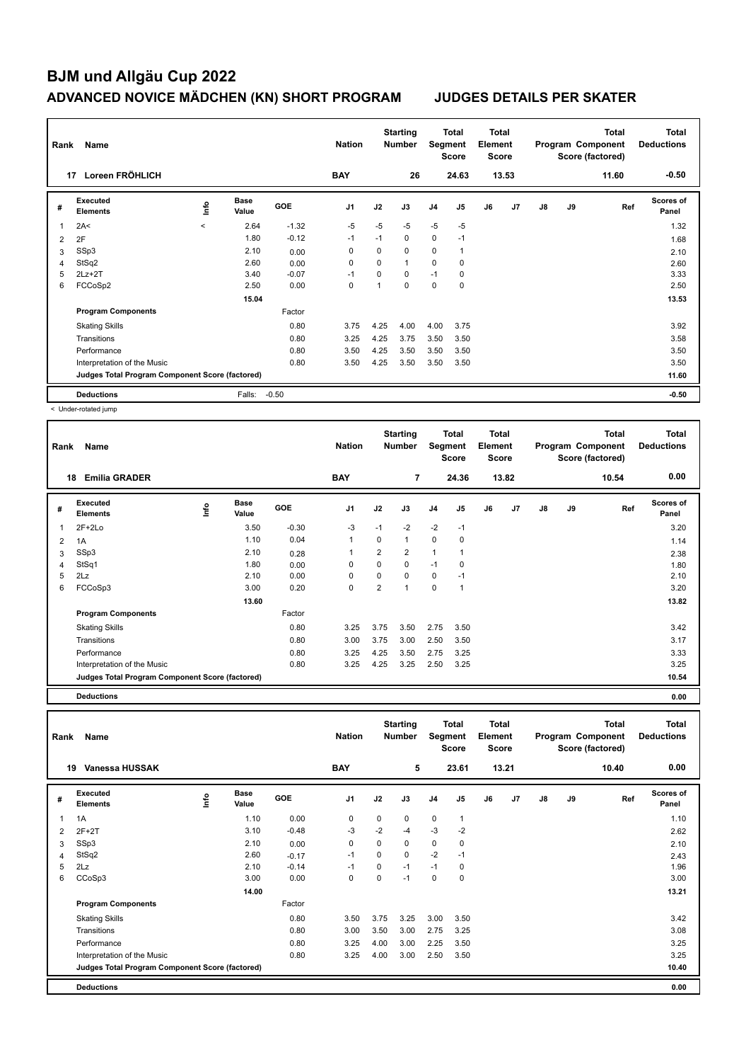# BJM und Allgäu Cup 2022

## ADVANCED NOVICE MÄDCHEN (KN) SHORT PROGRAM JUDGES DETAILS PER SKATER

| Rank | Name | Nation | Starting Number | Total Segment Score | Total Element Score | Total Program Component Score (factored) | Total Deductions |
|---|---|---|---|---|---|---|---|
| 17 | Loreen FRÖHLICH | BAY | 26 | 24.63 | 13.53 | 11.60 | -0.50 |

| # | Executed Elements | Info | Base Value | GOE | J1 | J2 | J3 | J4 | J5 | J6 | J7 | J8 | J9 | Ref | Scores of Panel |
|---|---|---|---|---|---|---|---|---|---|---|---|---|---|---|---|
| 1 | 2A< | < | 2.64 | -1.32 | -5 | -5 | -5 | -5 | -5 | | | | | | 1.32 |
| 2 | 2F | | 1.80 | -0.12 | -1 | -1 | 0 | 0 | -1 | | | | | | 1.68 |
| 3 | SSp3 | | 2.10 | 0.00 | 0 | 0 | 0 | 0 | 1 | | | | | | 2.10 |
| 4 | StSq2 | | 2.60 | 0.00 | 0 | 0 | 1 | 0 | 0 | | | | | | 2.60 |
| 5 | 2Lz+2T | | 3.40 | -0.07 | -1 | 0 | 0 | -1 | 0 | | | | | | 3.33 |
| 6 | FCCoSp2 | | 2.50 | 0.00 | 0 | 1 | 0 | 0 | 0 | | | | | | 2.50 |
| | | | 15.04 | | | | | | | | | | | | 13.53 |
| | **Program Components** | | | Factor | | | | | | | | | | | |
| | Skating Skills | | | 0.80 | 3.75 | 4.25 | 4.00 | 4.00 | 3.75 | | | | | | 3.92 |
| | Transitions | | | 0.80 | 3.25 | 4.25 | 3.75 | 3.50 | 3.50 | | | | | | 3.58 |
| | Performance | | | 0.80 | 3.50 | 4.25 | 3.50 | 3.50 | 3.50 | | | | | | 3.50 |
| | Interpretation of the Music | | | 0.80 | 3.50 | 4.25 | 3.50 | 3.50 | 3.50 | | | | | | 3.50 |
| | **Judges Total Program Component Score (factored)** | | | | | | | | | | | | | | 11.60 |
| | **Deductions** | | Falls: | -0.50 | | | | | | | | | | | -0.50 |

< Under-rotated jump

| Rank | Name | Nation | Starting Number | Total Segment Score | Total Element Score | Total Program Component Score (factored) | Total Deductions |
|---|---|---|---|---|---|---|---|
| 18 | Emilia GRADER | BAY | 7 | 24.36 | 13.82 | 10.54 | 0.00 |

| # | Executed Elements | Info | Base Value | GOE | J1 | J2 | J3 | J4 | J5 | J6 | J7 | J8 | J9 | Ref | Scores of Panel |
|---|---|---|---|---|---|---|---|---|---|---|---|---|---|---|---|
| 1 | 2F+2Lo | | 3.50 | -0.30 | -3 | -1 | -2 | -2 | -1 | | | | | | 3.20 |
| 2 | 1A | | 1.10 | 0.04 | 1 | 0 | 1 | 0 | 0 | | | | | | 1.14 |
| 3 | SSp3 | | 2.10 | 0.28 | 1 | 2 | 2 | 1 | 1 | | | | | | 2.38 |
| 4 | StSq1 | | 1.80 | 0.00 | 0 | 0 | 0 | -1 | 0 | | | | | | 1.80 |
| 5 | 2Lz | | 2.10 | 0.00 | 0 | 0 | 0 | 0 | -1 | | | | | | 2.10 |
| 6 | FCCoSp3 | | 3.00 | 0.20 | 0 | 2 | 1 | 0 | 1 | | | | | | 3.20 |
| | | | 13.60 | | | | | | | | | | | | 13.82 |
| | **Program Components** | | | Factor | | | | | | | | | | | |
| | Skating Skills | | | 0.80 | 3.25 | 3.75 | 3.50 | 2.75 | 3.50 | | | | | | 3.42 |
| | Transitions | | | 0.80 | 3.00 | 3.75 | 3.00 | 2.50 | 3.50 | | | | | | 3.17 |
| | Performance | | | 0.80 | 3.25 | 4.25 | 3.50 | 2.75 | 3.25 | | | | | | 3.33 |
| | Interpretation of the Music | | | 0.80 | 3.25 | 4.25 | 3.25 | 2.50 | 3.25 | | | | | | 3.25 |
| | **Judges Total Program Component Score (factored)** | | | | | | | | | | | | | | 10.54 |
| | **Deductions** | | | | | | | | | | | | | | 0.00 |

| Rank | Name | Nation | Starting Number | Total Segment Score | Total Element Score | Total Program Component Score (factored) | Total Deductions |
|---|---|---|---|---|---|---|---|
| 19 | Vanessa HUSSAK | BAY | 5 | 23.61 | 13.21 | 10.40 | 0.00 |

| # | Executed Elements | Info | Base Value | GOE | J1 | J2 | J3 | J4 | J5 | J6 | J7 | J8 | J9 | Ref | Scores of Panel |
|---|---|---|---|---|---|---|---|---|---|---|---|---|---|---|---|
| 1 | 1A | | 1.10 | 0.00 | 0 | 0 | 0 | 0 | 1 | | | | | | 1.10 |
| 2 | 2F+2T | | 3.10 | -0.48 | -3 | -2 | -4 | -3 | -2 | | | | | | 2.62 |
| 3 | SSp3 | | 2.10 | 0.00 | 0 | 0 | 0 | 0 | 0 | | | | | | 2.10 |
| 4 | StSq2 | | 2.60 | -0.17 | -1 | 0 | 0 | -2 | -1 | | | | | | 2.43 |
| 5 | 2Lz | | 2.10 | -0.14 | -1 | 0 | -1 | -1 | 0 | | | | | | 1.96 |
| 6 | CCoSp3 | | 3.00 | 0.00 | 0 | 0 | -1 | 0 | 0 | | | | | | 3.00 |
| | | | 14.00 | | | | | | | | | | | | 13.21 |
| | **Program Components** | | | Factor | | | | | | | | | | | |
| | Skating Skills | | | 0.80 | 3.50 | 3.75 | 3.25 | 3.00 | 3.50 | | | | | | 3.42 |
| | Transitions | | | 0.80 | 3.00 | 3.50 | 3.00 | 2.75 | 3.25 | | | | | | 3.08 |
| | Performance | | | 0.80 | 3.25 | 4.00 | 3.00 | 2.25 | 3.50 | | | | | | 3.25 |
| | Interpretation of the Music | | | 0.80 | 3.25 | 4.00 | 3.00 | 2.50 | 3.50 | | | | | | 3.25 |
| | **Judges Total Program Component Score (factored)** | | | | | | | | | | | | | | 10.40 |
| | **Deductions** | | | | | | | | | | | | | | 0.00 |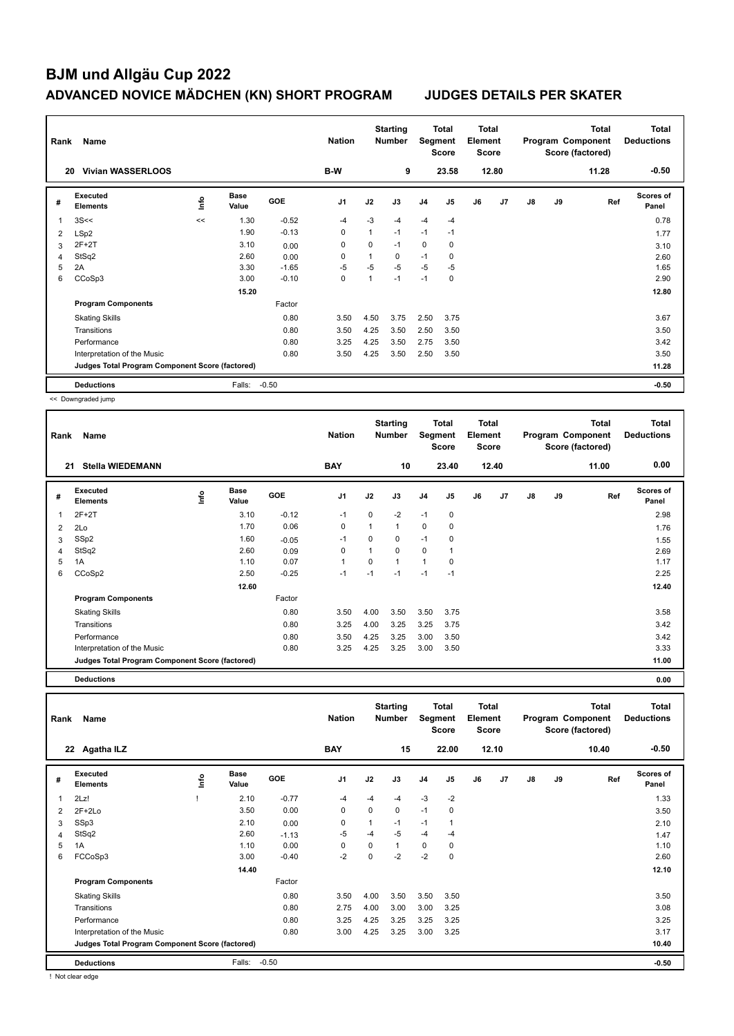# BJM und Allgäu Cup 2022

## ADVANCED NOVICE MÄDCHEN (KN) SHORT PROGRAM — JUDGES DETAILS PER SKATER

| Rank | Name | Nation | Starting Number | Total Segment Score | Total Element Score | Total Program Component Score (factored) | Total Deductions |
|---|---|---|---|---|---|---|---|
| 20 | Vivian WASSERLOOS | B-W | 9 | 23.58 | 12.80 | 11.28 | -0.50 |

| # | Executed Elements | Info | Base Value | GOE | J1 | J2 | J3 | J4 | J5 | J6 | J7 | J8 | J9 | Ref | Scores of Panel |
|---|---|---|---|---|---|---|---|---|---|---|---|---|---|---|---|
| 1 | 3S<< | << | 1.30 | -0.52 | -4 | -3 | -4 | -4 | -4 | | | | | | 0.78 |
| 2 | LSp2 | | 1.90 | -0.13 | 0 | 1 | -1 | -1 | -1 | | | | | | 1.77 |
| 3 | 2F+2T | | 3.10 | 0.00 | 0 | 0 | -1 | 0 | 0 | | | | | | 3.10 |
| 4 | StSq2 | | 2.60 | 0.00 | 0 | 1 | 0 | -1 | 0 | | | | | | 2.60 |
| 5 | 2A | | 3.30 | -1.65 | -5 | -5 | -5 | -5 | -5 | | | | | | 1.65 |
| 6 | CCoSp3 | | 3.00 | -0.10 | 0 | 1 | -1 | -1 | 0 | | | | | | 2.90 |
| | | | 15.20 | | | | | | | | | | | | 12.80 |
| | **Program Components** | | | Factor | | | | | | | | | | | |
| | Skating Skills | | | 0.80 | 3.50 | 4.50 | 3.75 | 2.50 | 3.75 | | | | | | 3.67 |
| | Transitions | | | 0.80 | 3.50 | 4.25 | 3.50 | 2.50 | 3.50 | | | | | | 3.50 |
| | Performance | | | 0.80 | 3.25 | 4.25 | 3.50 | 2.75 | 3.50 | | | | | | 3.42 |
| | Interpretation of the Music | | | 0.80 | 3.50 | 4.25 | 3.50 | 2.50 | 3.50 | | | | | | 3.50 |
| | **Judges Total Program Component Score (factored)** | | | | | | | | | | | | | | 11.28 |
| | **Deductions** | | Falls: | -0.50 | | | | | | | | | | | -0.50 |

<< Downgraded jump

| Rank | Name | Nation | Starting Number | Total Segment Score | Total Element Score | Total Program Component Score (factored) | Total Deductions |
|---|---|---|---|---|---|---|---|
| 21 | Stella WIEDEMANN | BAY | 10 | 23.40 | 12.40 | 11.00 | 0.00 |

| # | Executed Elements | Info | Base Value | GOE | J1 | J2 | J3 | J4 | J5 | J6 | J7 | J8 | J9 | Ref | Scores of Panel |
|---|---|---|---|---|---|---|---|---|---|---|---|---|---|---|---|
| 1 | 2F+2T | | 3.10 | -0.12 | -1 | 0 | -2 | -1 | 0 | | | | | | 2.98 |
| 2 | 2Lo | | 1.70 | 0.06 | 0 | 1 | 1 | 0 | 0 | | | | | | 1.76 |
| 3 | SSp2 | | 1.60 | -0.05 | -1 | 0 | 0 | -1 | 0 | | | | | | 1.55 |
| 4 | StSq2 | | 2.60 | 0.09 | 0 | 1 | 0 | 0 | 1 | | | | | | 2.69 |
| 5 | 1A | | 1.10 | 0.07 | 1 | 0 | 1 | 1 | 0 | | | | | | 1.17 |
| 6 | CCoSp2 | | 2.50 | -0.25 | -1 | -1 | -1 | -1 | -1 | | | | | | 2.25 |
| | | | 12.60 | | | | | | | | | | | | 12.40 |
| | **Program Components** | | | Factor | | | | | | | | | | | |
| | Skating Skills | | | 0.80 | 3.50 | 4.00 | 3.50 | 3.50 | 3.75 | | | | | | 3.58 |
| | Transitions | | | 0.80 | 3.25 | 4.00 | 3.25 | 3.25 | 3.75 | | | | | | 3.42 |
| | Performance | | | 0.80 | 3.50 | 4.25 | 3.25 | 3.00 | 3.50 | | | | | | 3.42 |
| | Interpretation of the Music | | | 0.80 | 3.25 | 4.25 | 3.25 | 3.00 | 3.50 | | | | | | 3.33 |
| | **Judges Total Program Component Score (factored)** | | | | | | | | | | | | | | 11.00 |
| | **Deductions** | | | | | | | | | | | | | | 0.00 |

| Rank | Name | Nation | Starting Number | Total Segment Score | Total Element Score | Total Program Component Score (factored) | Total Deductions |
|---|---|---|---|---|---|---|---|
| 22 | Agatha ILZ | BAY | 15 | 22.00 | 12.10 | 10.40 | -0.50 |

| # | Executed Elements | Info | Base Value | GOE | J1 | J2 | J3 | J4 | J5 | J6 | J7 | J8 | J9 | Ref | Scores of Panel |
|---|---|---|---|---|---|---|---|---|---|---|---|---|---|---|---|
| 1 | 2Lz! | ! | 2.10 | -0.77 | -4 | -4 | -4 | -3 | -2 | | | | | | 1.33 |
| 2 | 2F+2Lo | | 3.50 | 0.00 | 0 | 0 | 0 | -1 | 0 | | | | | | 3.50 |
| 3 | SSp3 | | 2.10 | 0.00 | 0 | 1 | -1 | -1 | 1 | | | | | | 2.10 |
| 4 | StSq2 | | 2.60 | -1.13 | -5 | -4 | -5 | -4 | -4 | | | | | | 1.47 |
| 5 | 1A | | 1.10 | 0.00 | 0 | 0 | 1 | 0 | 0 | | | | | | 1.10 |
| 6 | FCCoSp3 | | 3.00 | -0.40 | -2 | 0 | -2 | -2 | 0 | | | | | | 2.60 |
| | | | 14.40 | | | | | | | | | | | | 12.10 |
| | **Program Components** | | | Factor | | | | | | | | | | | |
| | Skating Skills | | | 0.80 | 3.50 | 4.00 | 3.50 | 3.50 | 3.50 | | | | | | 3.50 |
| | Transitions | | | 0.80 | 2.75 | 4.00 | 3.00 | 3.00 | 3.25 | | | | | | 3.08 |
| | Performance | | | 0.80 | 3.25 | 4.25 | 3.25 | 3.25 | 3.25 | | | | | | 3.25 |
| | Interpretation of the Music | | | 0.80 | 3.00 | 4.25 | 3.25 | 3.00 | 3.25 | | | | | | 3.17 |
| | **Judges Total Program Component Score (factored)** | | | | | | | | | | | | | | 10.40 |
| | **Deductions** | | Falls: | -0.50 | | | | | | | | | | | -0.50 |

! Not clear edge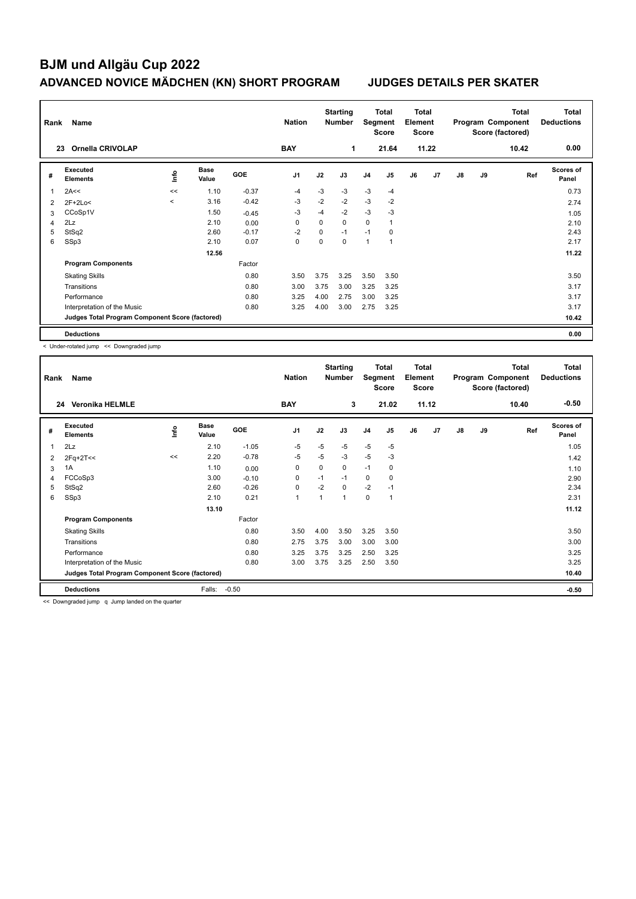# BJM und Allgäu Cup 2022

## ADVANCED NOVICE MÄDCHEN (KN) SHORT PROGRAM — JUDGES DETAILS PER SKATER

| Rank | Name | Nation | Starting Number | Total Segment Score | Total Element Score | Total Program Component Score (factored) | Total Deductions |
|---|---|---|---|---|---|---|---|
| 23 | Ornella CRIVOLAP | BAY | 1 | 21.64 | 11.22 | 10.42 | 0.00 |

| # | Executed Elements | Info | Base Value | GOE | J1 | J2 | J3 | J4 | J5 | J6 | J7 | J8 | J9 | Ref | Scores of Panel |
|---|---|---|---|---|---|---|---|---|---|---|---|---|---|---|---|
| 1 | 2A<< | << | 1.10 | -0.37 | -4 | -3 | -3 | -3 | -4 | | | | | | 0.73 |
| 2 | 2F+2Lo< | < | 3.16 | -0.42 | -3 | -2 | -2 | -3 | -2 | | | | | | 2.74 |
| 3 | CCoSp1V | | 1.50 | -0.45 | -3 | -4 | -2 | -3 | -3 | | | | | | 1.05 |
| 4 | 2Lz | | 2.10 | 0.00 | 0 | 0 | 0 | 0 | 1 | | | | | | 2.10 |
| 5 | StSq2 | | 2.60 | -0.17 | -2 | 0 | -1 | -1 | 0 | | | | | | 2.43 |
| 6 | SSp3 | | 2.10 | 0.07 | 0 | 0 | 0 | 1 | 1 | | | | | | 2.17 |
| | | | 12.56 | | | | | | | | | | | | 11.22 |
| | **Program Components** | | | Factor | | | | | | | | | | | |
| | Skating Skills | | | 0.80 | 3.50 | 3.75 | 3.25 | 3.50 | 3.50 | | | | | | 3.50 |
| | Transitions | | | 0.80 | 3.00 | 3.75 | 3.00 | 3.25 | 3.25 | | | | | | 3.17 |
| | Performance | | | 0.80 | 3.25 | 4.00 | 2.75 | 3.00 | 3.25 | | | | | | 3.17 |
| | Interpretation of the Music | | | 0.80 | 3.25 | 4.00 | 3.00 | 2.75 | 3.25 | | | | | | 3.17 |
| | **Judges Total Program Component Score (factored)** | | | | | | | | | | | | | | 10.42 |
| | **Deductions** | | | | | | | | | | | | | | 0.00 |

< Under-rotated jump << Downgraded jump

| Rank | Name | Nation | Starting Number | Total Segment Score | Total Element Score | Total Program Component Score (factored) | Total Deductions |
|---|---|---|---|---|---|---|---|
| 24 | Veronika HELMLE | BAY | 3 | 21.02 | 11.12 | 10.40 | -0.50 |

| # | Executed Elements | Info | Base Value | GOE | J1 | J2 | J3 | J4 | J5 | J6 | J7 | J8 | J9 | Ref | Scores of Panel |
|---|---|---|---|---|---|---|---|---|---|---|---|---|---|---|---|
| 1 | 2Lz | | 2.10 | -1.05 | -5 | -5 | -5 | -5 | -5 | | | | | | 1.05 |
| 2 | 2Fq+2T<< | << | 2.20 | -0.78 | -5 | -5 | -3 | -5 | -3 | | | | | | 1.42 |
| 3 | 1A | | 1.10 | 0.00 | 0 | 0 | 0 | -1 | 0 | | | | | | 1.10 |
| 4 | FCCoSp3 | | 3.00 | -0.10 | 0 | -1 | -1 | 0 | 0 | | | | | | 2.90 |
| 5 | StSq2 | | 2.60 | -0.26 | 0 | -2 | 0 | -2 | -1 | | | | | | 2.34 |
| 6 | SSp3 | | 2.10 | 0.21 | 1 | 1 | 1 | 0 | 1 | | | | | | 2.31 |
| | | | 13.10 | | | | | | | | | | | | 11.12 |
| | **Program Components** | | | Factor | | | | | | | | | | | |
| | Skating Skills | | | 0.80 | 3.50 | 4.00 | 3.50 | 3.25 | 3.50 | | | | | | 3.50 |
| | Transitions | | | 0.80 | 2.75 | 3.75 | 3.00 | 3.00 | 3.00 | | | | | | 3.00 |
| | Performance | | | 0.80 | 3.25 | 3.75 | 3.25 | 2.50 | 3.25 | | | | | | 3.25 |
| | Interpretation of the Music | | | 0.80 | 3.00 | 3.75 | 3.25 | 2.50 | 3.50 | | | | | | 3.25 |
| | **Judges Total Program Component Score (factored)** | | | | | | | | | | | | | | 10.40 |
| | **Deductions** | | Falls: | -0.50 | | | | | | | | | | | -0.50 |

<< Downgraded jump q Jump landed on the quarter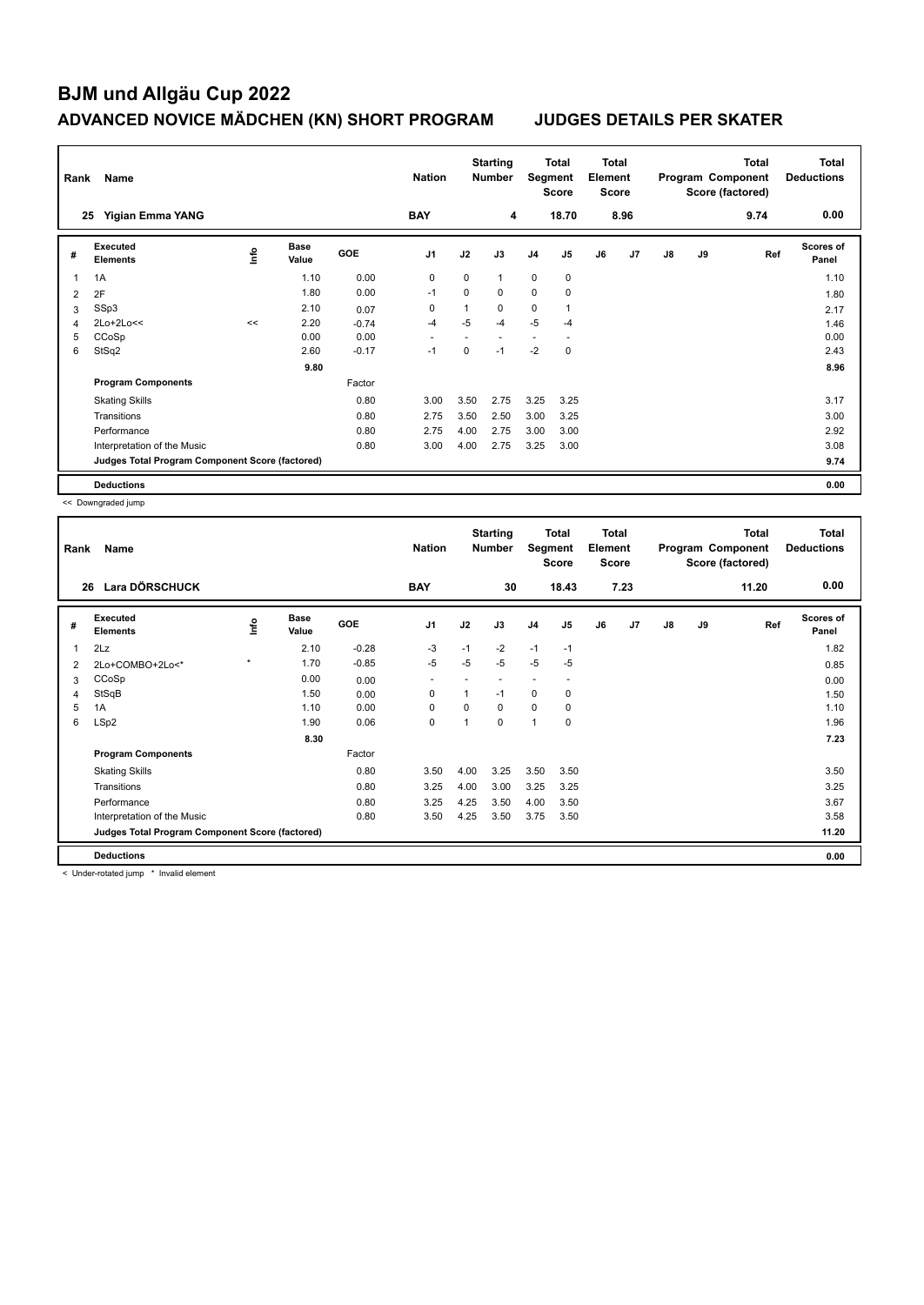# BJM und Allgäu Cup 2022

## ADVANCED NOVICE MÄDCHEN (KN) SHORT PROGRAM JUDGES DETAILS PER SKATER

| Rank | Name | Nation | Starting Number | Total Segment Score | Total Element Score | Total Program Component Score (factored) | Total Deductions |
|---|---|---|---|---|---|---|---|
| 25 | Yiqian Emma YANG | BAY | 4 | 18.70 | 8.96 | 9.74 | 0.00 |

| # | Executed Elements | Info | Base Value | GOE | J1 | J2 | J3 | J4 | J5 | J6 | J7 | J8 | J9 | Ref | Scores of Panel |
|---|---|---|---|---|---|---|---|---|---|---|---|---|---|---|---|
| 1 | 1A | | 1.10 | 0.00 | 0 | 0 | 1 | 0 | 0 | | | | | | 1.10 |
| 2 | 2F | | 1.80 | 0.00 | -1 | 0 | 0 | 0 | 0 | | | | | | 1.80 |
| 3 | SSp3 | | 2.10 | 0.07 | 0 | 1 | 0 | 0 | 1 | | | | | | 2.17 |
| 4 | 2Lo+2Lo<< | << | 2.20 | -0.74 | -4 | -5 | -4 | -5 | -4 | | | | | | 1.46 |
| 5 | CCoSp | | 0.00 | 0.00 | - | - | - | - | - | | | | | | 0.00 |
| 6 | StSq2 | | 2.60 | -0.17 | -1 | 0 | -1 | -2 | 0 | | | | | | 2.43 |
| | | | 9.80 | | | | | | | | | | | | 8.96 |
| | **Program Components** | | | Factor | | | | | | | | | | | |
| | Skating Skills | | | 0.80 | 3.00 | 3.50 | 2.75 | 3.25 | 3.25 | | | | | | 3.17 |
| | Transitions | | | 0.80 | 2.75 | 3.50 | 2.50 | 3.00 | 3.25 | | | | | | 3.00 |
| | Performance | | | 0.80 | 2.75 | 4.00 | 2.75 | 3.00 | 3.00 | | | | | | 2.92 |
| | Interpretation of the Music | | | 0.80 | 3.00 | 4.00 | 2.75 | 3.25 | 3.00 | | | | | | 3.08 |
| | **Judges Total Program Component Score (factored)** | | | | | | | | | | | | | | 9.74 |
| | **Deductions** | | | | | | | | | | | | | | 0.00 |

<< Downgraded jump

| Rank | Name | Nation | Starting Number | Total Segment Score | Total Element Score | Total Program Component Score (factored) | Total Deductions |
|---|---|---|---|---|---|---|---|
| 26 | Lara DÖRSCHUCK | BAY | 30 | 18.43 | 7.23 | 11.20 | 0.00 |

| # | Executed Elements | Info | Base Value | GOE | J1 | J2 | J3 | J4 | J5 | J6 | J7 | J8 | J9 | Ref | Scores of Panel |
|---|---|---|---|---|---|---|---|---|---|---|---|---|---|---|---|
| 1 | 2Lz | | 2.10 | -0.28 | -3 | -1 | -2 | -1 | -1 | | | | | | 1.82 |
| 2 | 2Lo+COMBO+2Lo<* | * | 1.70 | -0.85 | -5 | -5 | -5 | -5 | -5 | | | | | | 0.85 |
| 3 | CCoSp | | 0.00 | 0.00 | - | - | - | - | - | | | | | | 0.00 |
| 4 | StSqB | | 1.50 | 0.00 | 0 | 1 | -1 | 0 | 0 | | | | | | 1.50 |
| 5 | 1A | | 1.10 | 0.00 | 0 | 0 | 0 | 0 | 0 | | | | | | 1.10 |
| 6 | LSp2 | | 1.90 | 0.06 | 0 | 1 | 0 | 1 | 0 | | | | | | 1.96 |
| | | | 8.30 | | | | | | | | | | | | 7.23 |
| | **Program Components** | | | Factor | | | | | | | | | | | |
| | Skating Skills | | | 0.80 | 3.50 | 4.00 | 3.25 | 3.50 | 3.50 | | | | | | 3.50 |
| | Transitions | | | 0.80 | 3.25 | 4.00 | 3.00 | 3.25 | 3.25 | | | | | | 3.25 |
| | Performance | | | 0.80 | 3.25 | 4.25 | 3.50 | 4.00 | 3.50 | | | | | | 3.67 |
| | Interpretation of the Music | | | 0.80 | 3.50 | 4.25 | 3.50 | 3.75 | 3.50 | | | | | | 3.58 |
| | **Judges Total Program Component Score (factored)** | | | | | | | | | | | | | | 11.20 |
| | **Deductions** | | | | | | | | | | | | | | 0.00 |

< Under-rotated jump * Invalid element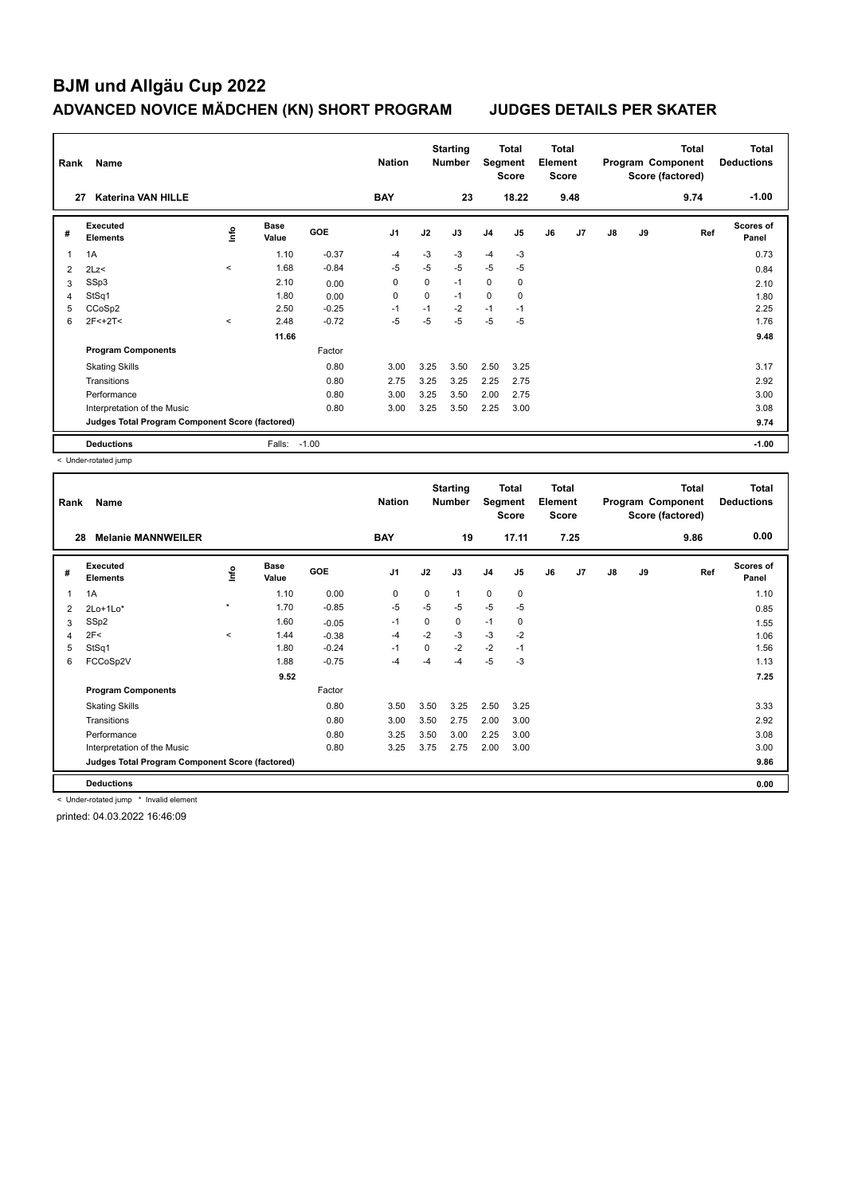# BJM und Allgäu Cup 2022

## ADVANCED NOVICE MÄDCHEN (KN) SHORT PROGRAM JUDGES DETAILS PER SKATER

| Rank | Name | Nation | Starting Number | Total Segment Score | Total Element Score | Total Program Component Score (factored) | Total Deductions |
|---|---|---|---|---|---|---|---|
| 27 | Katerina VAN HILLE | BAY | 23 | 18.22 | 9.48 | 9.74 | -1.00 |

| # | Executed Elements | Info | Base Value | GOE | J1 | J2 | J3 | J4 | J5 | J6 | J7 | J8 | J9 | Ref | Scores of Panel |
|---|---|---|---|---|---|---|---|---|---|---|---|---|---|---|---|
| 1 | 1A | | 1.10 | -0.37 | -4 | -3 | -3 | -4 | -3 | | | | | | 0.73 |
| 2 | 2Lz< | < | 1.68 | -0.84 | -5 | -5 | -5 | -5 | -5 | | | | | | 0.84 |
| 3 | SSp3 | | 2.10 | 0.00 | 0 | 0 | -1 | 0 | 0 | | | | | | 2.10 |
| 4 | StSq1 | | 1.80 | 0.00 | 0 | 0 | -1 | 0 | 0 | | | | | | 1.80 |
| 5 | CCoSp2 | | 2.50 | -0.25 | -1 | -1 | -2 | -1 | -1 | | | | | | 2.25 |
| 6 | 2F<+2T< | < | 2.48 | -0.72 | -5 | -5 | -5 | -5 | -5 | | | | | | 1.76 |
| | | | 11.66 | | | | | | | | | | | | 9.48 |
| | **Program Components** | | | Factor | | | | | | | | | | | |
| | Skating Skills | | | 0.80 | 3.00 | 3.25 | 3.50 | 2.50 | 3.25 | | | | | | 3.17 |
| | Transitions | | | 0.80 | 2.75 | 3.25 | 3.25 | 2.25 | 2.75 | | | | | | 2.92 |
| | Performance | | | 0.80 | 3.00 | 3.25 | 3.50 | 2.00 | 2.75 | | | | | | 3.00 |
| | Interpretation of the Music | | | 0.80 | 3.00 | 3.25 | 3.50 | 2.25 | 3.00 | | | | | | 3.08 |
| | **Judges Total Program Component Score (factored)** | | | | | | | | | | | | | | 9.74 |
| | **Deductions** | | Falls: | -1.00 | | | | | | | | | | | -1.00 |

< Under-rotated jump

| Rank | Name | Nation | Starting Number | Total Segment Score | Total Element Score | Total Program Component Score (factored) | Total Deductions |
|---|---|---|---|---|---|---|---|
| 28 | Melanie MANNWEILER | BAY | 19 | 17.11 | 7.25 | 9.86 | 0.00 |

| # | Executed Elements | Info | Base Value | GOE | J1 | J2 | J3 | J4 | J5 | J6 | J7 | J8 | J9 | Ref | Scores of Panel |
|---|---|---|---|---|---|---|---|---|---|---|---|---|---|---|---|
| 1 | 1A | | 1.10 | 0.00 | 0 | 0 | 1 | 0 | 0 | | | | | | 1.10 |
| 2 | 2Lo+1Lo* | * | 1.70 | -0.85 | -5 | -5 | -5 | -5 | -5 | | | | | | 0.85 |
| 3 | SSp2 | | 1.60 | -0.05 | -1 | 0 | 0 | -1 | 0 | | | | | | 1.55 |
| 4 | 2F< | < | 1.44 | -0.38 | -4 | -2 | -3 | -3 | -2 | | | | | | 1.06 |
| 5 | StSq1 | | 1.80 | -0.24 | -1 | 0 | -2 | -2 | -1 | | | | | | 1.56 |
| 6 | FCCoSp2V | | 1.88 | -0.75 | -4 | -4 | -4 | -5 | -3 | | | | | | 1.13 |
| | | | 9.52 | | | | | | | | | | | | 7.25 |
| | **Program Components** | | | Factor | | | | | | | | | | | |
| | Skating Skills | | | 0.80 | 3.50 | 3.50 | 3.25 | 2.50 | 3.25 | | | | | | 3.33 |
| | Transitions | | | 0.80 | 3.00 | 3.50 | 2.75 | 2.00 | 3.00 | | | | | | 2.92 |
| | Performance | | | 0.80 | 3.25 | 3.50 | 3.00 | 2.25 | 3.00 | | | | | | 3.08 |
| | Interpretation of the Music | | | 0.80 | 3.25 | 3.75 | 2.75 | 2.00 | 3.00 | | | | | | 3.00 |
| | **Judges Total Program Component Score (factored)** | | | | | | | | | | | | | | 9.86 |
| | **Deductions** | | | | | | | | | | | | | | 0.00 |

< Under-rotated jump * Invalid element

printed: 04.03.2022 16:46:09